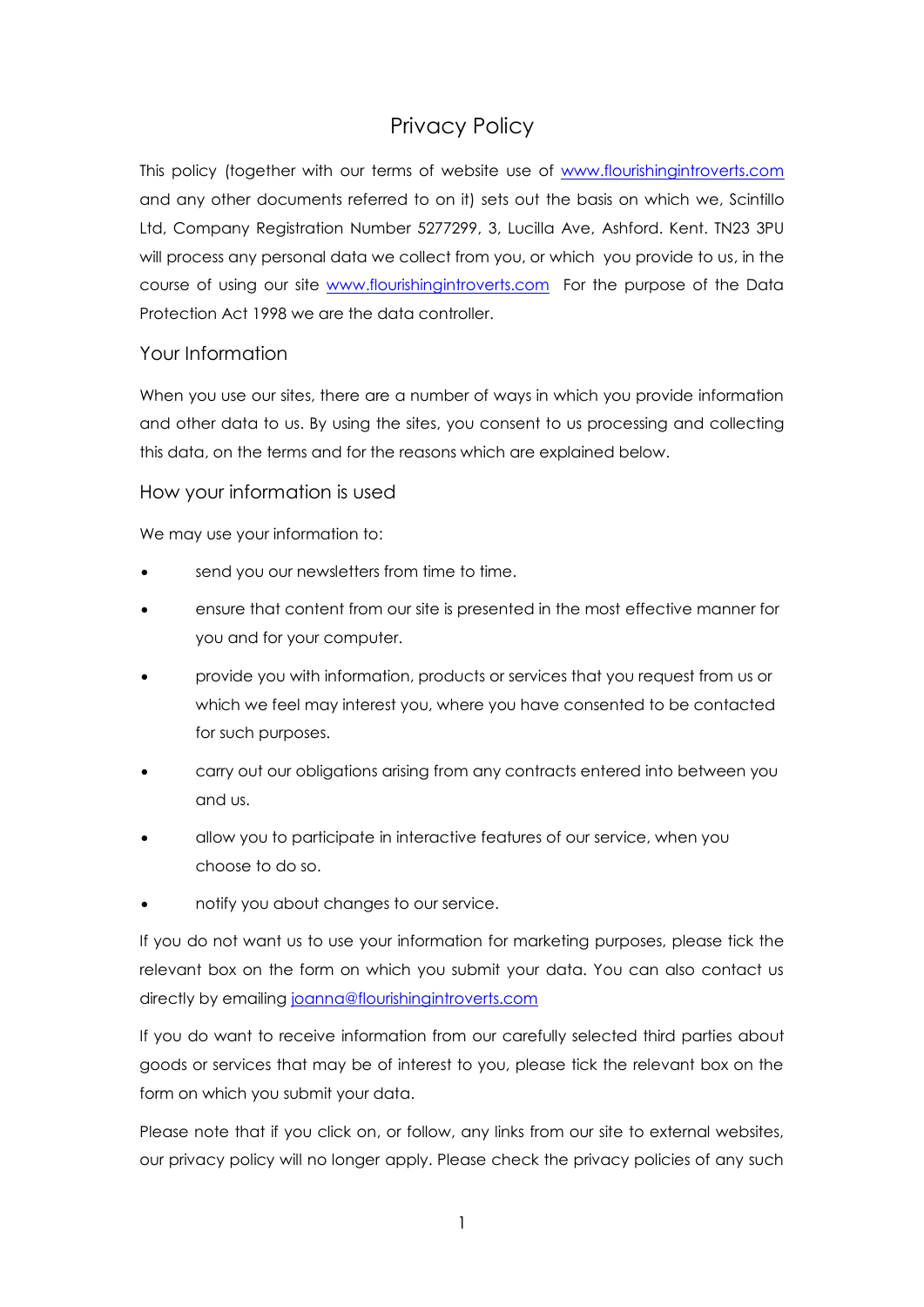# Privacy Policy

This policy (together with our terms of website use of www.flourishingintroverts.com and any other documents referred to on it) sets out the basis on which we, Scintillo Ltd, Company Registration Number 5277299, 3, Lucilla Ave, Ashford. Kent. TN23 3PU will process any personal data we collect from you, or which you provide to us, in the course of using our site www.flourishingintroverts.com For the purpose of the Data Protection Act 1998 we are the data controller.

## Your Information

When you use our sites, there are a number of ways in which you provide information and other data to us. By using the sites, you consent to us processing and collecting this data, on the terms and for the reasons which are explained below.

## How your information is used

We may use your information to:

- send you our newsletters from time to time.
- ensure that content from our site is presented in the most effective manner for you and for your computer.
- provide you with information, products or services that you request from us or which we feel may interest you, where you have consented to be contacted for such purposes.
- carry out our obligations arising from any contracts entered into between you and us.
- allow you to participate in interactive features of our service, when you choose to do so.
- notify you about changes to our service.

If you do not want us to use your information for marketing purposes, please tick the relevant box on the form on which you submit your data. You can also contact us directly by emailing joanna@flourishingintroverts.com

If you do want to receive information from our carefully selected third parties about goods or services that may be of interest to you, please tick the relevant box on the form on which you submit your data.

Please note that if you click on, or follow, any links from our site to external websites, our privacy policy will no longer apply. Please check the privacy policies of any such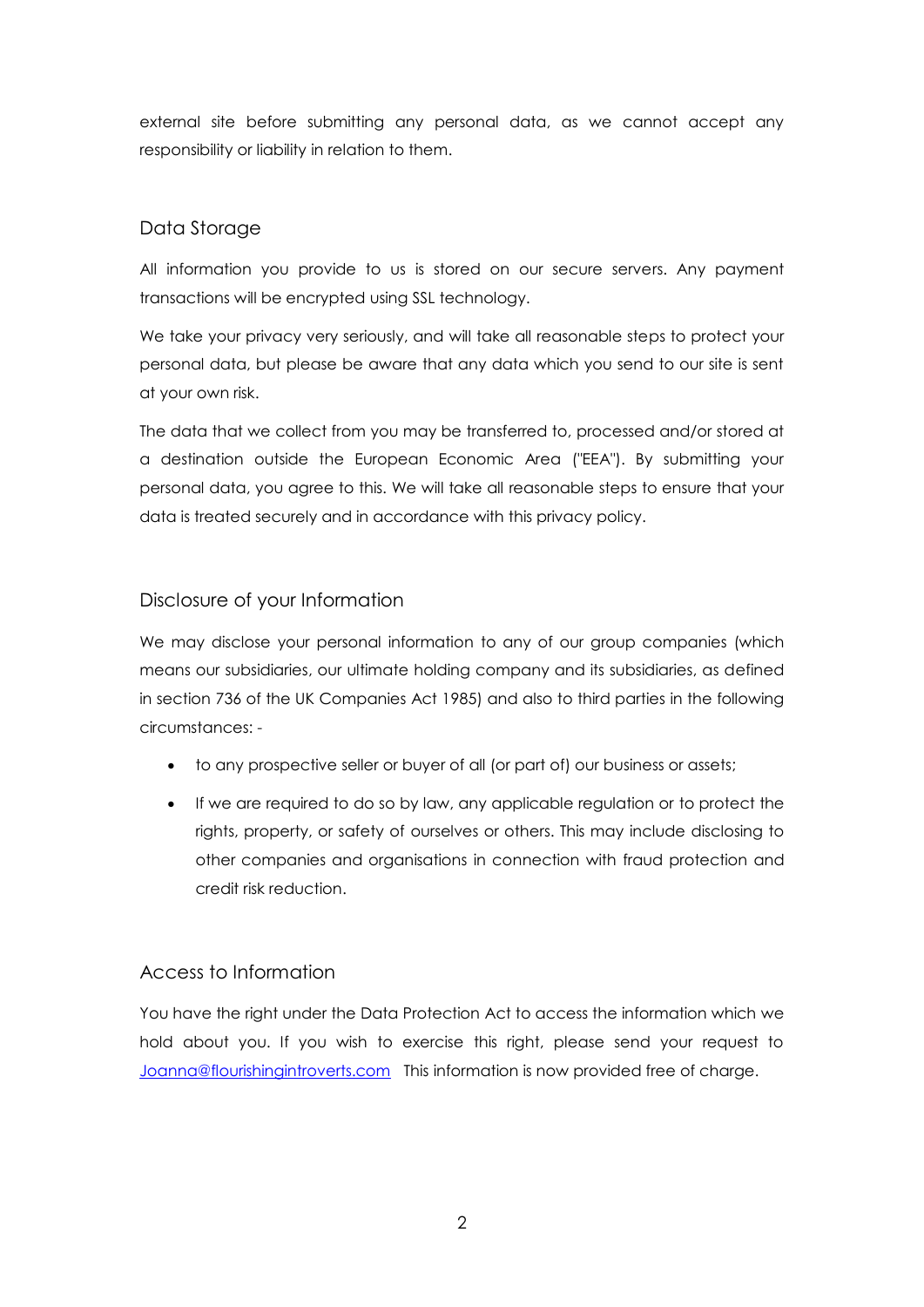external site before submitting any personal data, as we cannot accept any responsibility or liability in relation to them.

## Data Storage

All information you provide to us is stored on our secure servers. Any payment transactions will be encrypted using SSL technology.

We take your privacy very seriously, and will take all reasonable steps to protect your personal data, but please be aware that any data which you send to our site is sent at your own risk.

The data that we collect from you may be transferred to, processed and/or stored at a destination outside the European Economic Area ("EEA"). By submitting your personal data, you agree to this. We will take all reasonable steps to ensure that your data is treated securely and in accordance with this privacy policy.

## Disclosure of your Information

We may disclose your personal information to any of our group companies (which means our subsidiaries, our ultimate holding company and its subsidiaries, as defined in section 736 of the UK Companies Act 1985) and also to third parties in the following circumstances: -

- to any prospective seller or buyer of all (or part of) our business or assets;
- If we are required to do so by law, any applicable regulation or to protect the rights, property, or safety of ourselves or others. This may include disclosing to other companies and organisations in connection with fraud protection and credit risk reduction.

## Access to Information

You have the right under the Data Protection Act to access the information which we hold about you. If you wish to exercise this right, please send your request to Joanna@flourishingintroverts.com This information is now provided free of charge.